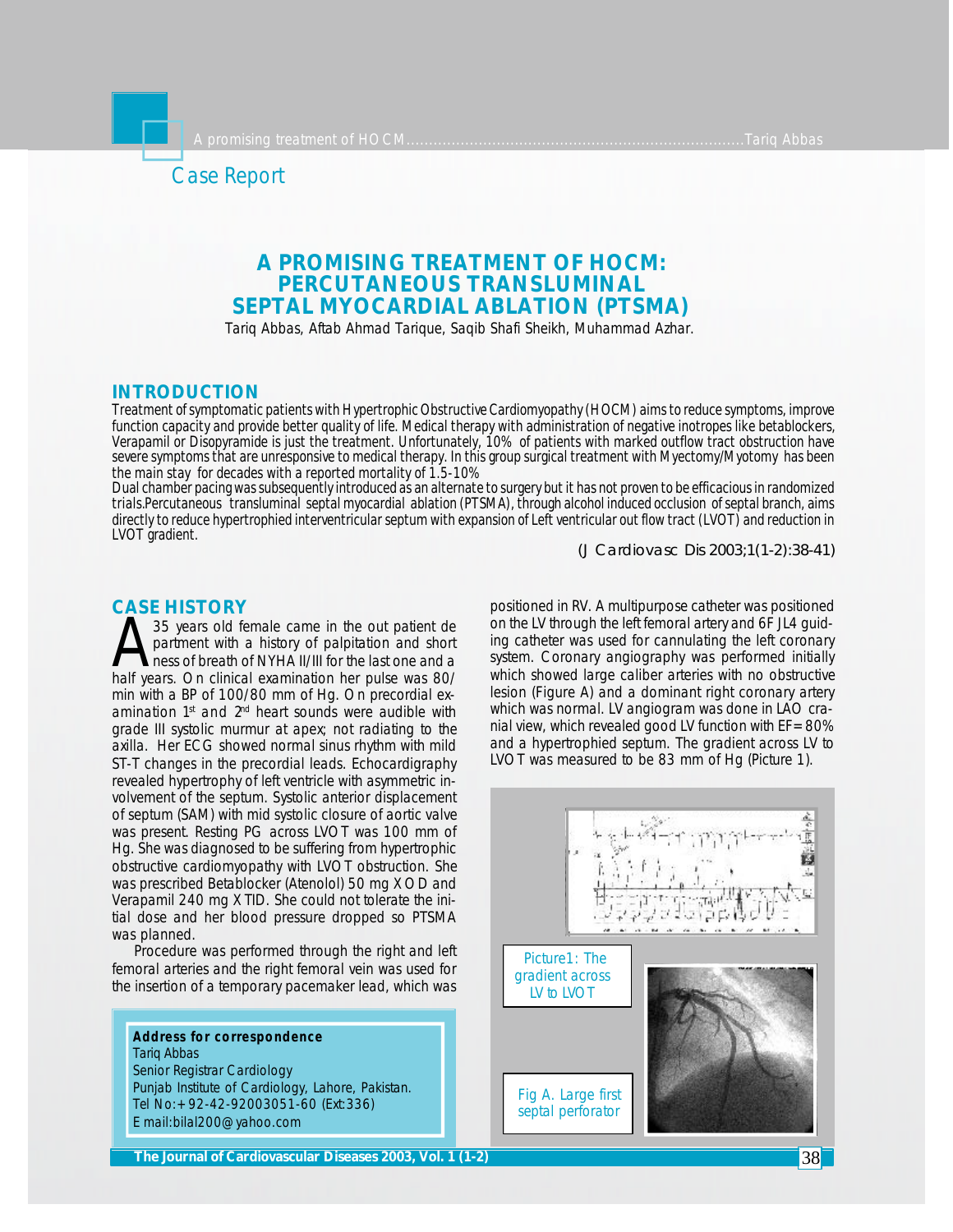Case Report

# A PROMISING TREATMENT OF HOCM: PERCUTANEOUS TRANSLUMINAL SEPTAL MYOCARDIAL ABLATION (PTSMA)

Tariq Abbas, Aftab Ahmad Tarique, Saqib Shafi Sheikh, Muhammad Azhar.

## INTRODUCTION

Treatment of symptomatic patients with Hypertrophic Obstructive Cardiomyopathy (HOCM) aims to reduce symptoms, improve function capacity and provide better quality of life. Medical therapy with administration of negative inotropes like betablockers, Verapamil or Disopyramide is just the treatment. Unfortunately, 10% of patients with marked outflow tract obstruction have severe symptoms that are unresponsive to medical therapy. In this group surgical treatment with Myectomy/Myotomy has been the main stay for decades with a reported mortality of 1.5-10%

Dual chamber pacing was subsequently introduced as an alternate to surgery but it has not proven to be efficacious in randomized trials.Percutaneous transluminal septal myocardial ablation (PTSMA), through alcohol induced occlusion of septal branch, aims directly to reduce hypertrophied interventricular septum with expansion of Left ventricular out flow tract (LVOT) and reduction in LVOT gradient.

(J Cardiovasc Dis 2003;1(1-2):38-41)

## CASE HISTORY

A 35 years old female came in the out patient department with a history of palpitation and shortness of breath of NYHA II/III for the last one and a half years. On clinical examination her pulse was 80/min with a BP of 100/80 mm of Hg. On precordial examination 1st and 2nd heart sounds were audible with grade III systolic murmur at apex; not radiating to the axilla. Her ECG showed normal sinus rhythm with mild ST-T changes in the precordial leads. Echocardigraphy revealed hypertrophy of left ventricle with asymmetric involvement of the septum. Systolic anterior displacement of septum (SAM) with mid systolic closure of aortic valve was present. Resting PG across LVOT was 100 mm of Hg. She was diagnosed to be suffering from hypertrophic obstructive cardiomyopathy with LVOT obstruction. She was prescribed Betablocker (Atenolol) 50 mg XOD and Verapamil 240 mg XTID. She could not tolerate the initial dose and her blood pressure dropped so PTSMA was planned.

Procedure was performed through the right and left femoral arteries and the right femoral vein was used for the insertion of a temporary pacemaker lead, which was positioned in RV. A multipurpose catheter was positioned on the LV through the left femoral artery and 6F JL4 guiding catheter was used for cannulating the left coronary system. Coronary angiography was performed initially which showed large caliber arteries with no obstructive lesion (Figure A) and a dominant right coronary artery which was normal. LV angiogram was done in LAO cranial view, which revealed good LV function with EF=80% and a hypertrophied septum. The gradient across LV to LVOT was measured to be 83 mm of Hg (Picture 1).

Picture1: The gradient across LV to LVOT

Fig A. Large first septal perforator

**Address for correspondence**
Tariq Abbas
Senior Registrar Cardiology
Punjab Institute of Cardiology, Lahore, Pakistan.
Tel No:+92-42-92003051-60 (Ext:336)
E mail:bilal200@yahoo.com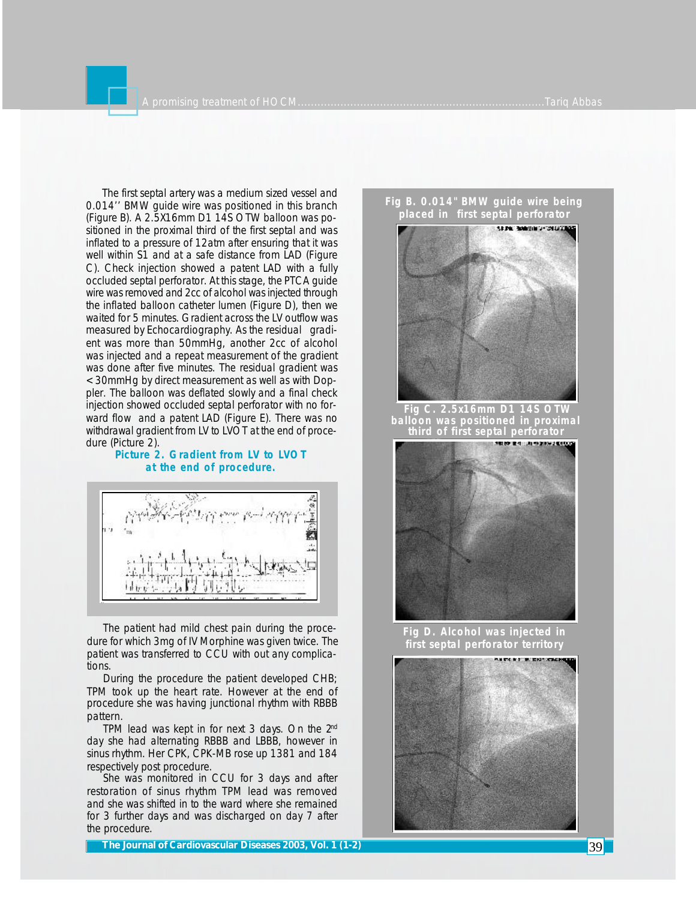The first septal artery was a medium sized vessel and 0.014'' BMW guide wire was positioned in this branch (Figure B). A 2.5X16mm D1 14S OTW balloon was positioned in the proximal third of the first septal and was inflated to a pressure of 12atm after ensuring that it was well within S1 and at a safe distance from LAD (Figure C). Check injection showed a patent LAD with a fully occluded septal perforator. At this stage, the PTCA guide wire was removed and 2cc of alcohol was injected through the inflated balloon catheter lumen (Figure D), then we waited for 5 minutes. Gradient across the LV outflow was measured by Echocardiography. As the residual gradient was more than 50mmHg, another 2cc of alcohol was injected and a repeat measurement of the gradient was done after five minutes. The residual gradient was <30mmHg by direct measurement as well as with Doppler. The balloon was deflated slowly and a final check injection showed occluded septal perforator with no forward flow and a patent LAD (Figure E). There was no withdrawal gradient from LV to LVOT at the end of procedure (Picture 2).

**Picture 2. Gradient from LV to LVOT at the end of procedure.**

The patient had mild chest pain during the procedure for which 3mg of IV Morphine was given twice. The patient was transferred to CCU with out any complications.

During the procedure the patient developed CHB; TPM took up the heart rate. However at the end of procedure she was having junctional rhythm with RBBB pattern.

TPM lead was kept in for next 3 days. On the 2[nd] day she had alternating RBBB and LBBB, however in sinus rhythm. Her CPK, CPK-MB rose up 1381 and 184 respectively post procedure.

She was monitored in CCU for 3 days and after restoration of sinus rhythm TPM lead was removed and she was shifted in to the ward where she remained for 3 further days and was discharged on day 7 after the procedure.

**Fig B. 0.014" BMW guide wire being placed in first septal perforator**

**Fig C. 2.5x16mm D1 14S OTW balloon was positioned in proximal third of first septal perforator**

**Fig D. Alcohol was injected in first septal perforator territory**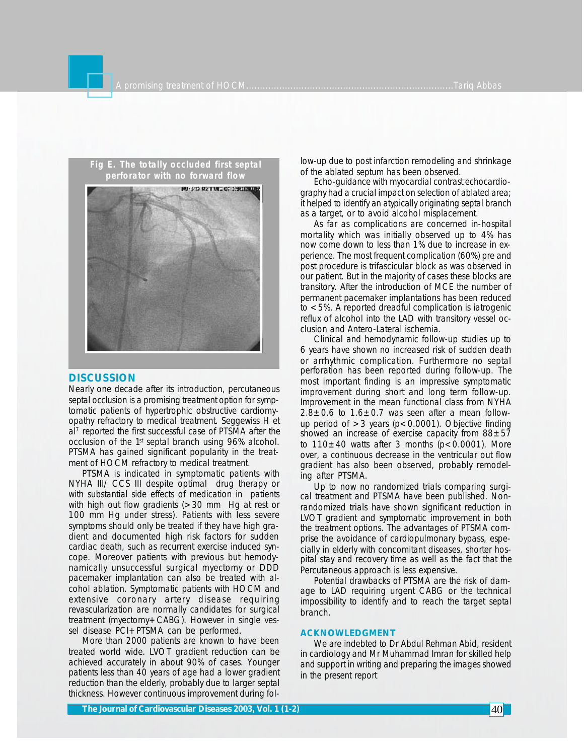Fig E. The totally occluded first septal perforator with no forward flow

## DISCUSSION

Nearly one decade after its introduction, percutaneous septal occlusion is a promising treatment option for symptomatic patients of hypertrophic obstructive cardiomyopathy refractory to medical treatment. Seggewiss H et al[7] reported the first successful case of PTSMA after the occlusion of the 1st septal branch using 96% alcohol. PTSMA has gained significant popularity in the treatment of HOCM refractory to medical treatment.

PTSMA is indicated in symptomatic patients with NYHA III/ CCS III despite optimal drug therapy or with substantial side effects of medication in patients with high out flow gradients (>30 mm Hg at rest or 100 mm Hg under stress). Patients with less severe symptoms should only be treated if they have high gradient and documented high risk factors for sudden cardiac death, such as recurrent exercise induced syncope. Moreover patients with previous but hemodynamically unsuccessful surgical myectomy or DDD pacemaker implantation can also be treated with alcohol ablation. Symptomatic patients with HOCM and extensive coronary artery disease requiring revascularization are normally candidates for surgical treatment (myectomy+CABG). However in single vessel disease PCI+PTSMA can be performed.

More than 2000 patients are known to have been treated world wide. LVOT gradient reduction can be achieved accurately in about 90% of cases. Younger patients less than 40 years of age had a lower gradient reduction than the elderly, probably due to larger septal thickness. However continuous improvement during follow-up due to post infarction remodeling and shrinkage of the ablated septum has been observed.

Echo-guidance with myocardial contrast echocardiography had a crucial impact on selection of ablated area; it helped to identify an atypically originating septal branch as a target, or to avoid alcohol misplacement.

As far as complications are concerned in-hospital mortality which was initially observed up to 4% has now come down to less than 1% due to increase in experience. The most frequent complication (60%) pre and post procedure is trifascicular block as was observed in our patient. But in the majority of cases these blocks are transitory. After the introduction of MCE the number of permanent pacemaker implantations has been reduced to <5%. A reported dreadful complication is iatrogenic reflux of alcohol into the LAD with transitory vessel occlusion and Antero-Lateral ischemia.

Clinical and hemodynamic follow-up studies up to 6 years have shown no increased risk of sudden death or arrhythmic complication. Furthermore no septal perforation has been reported during follow-up. The most important finding is an impressive symptomatic improvement during short and long term follow-up. Improvement in the mean functional class from NYHA $2.8\pm0.6$ to $1.6\pm0.7$ was seen after a mean follow-up period of >3 years ($p<0.0001$). Objective finding showed an increase of exercise capacity from $88\pm57$ to $110\pm40$ watts after 3 months ($p<0.0001$). More over, a continuous decrease in the ventricular out flow gradient has also been observed, probably remodeling after PTSMA.

Up to now no randomized trials comparing surgical treatment and PTSMA have been published. Non-randomized trials have shown significant reduction in LVOT gradient and symptomatic improvement in both the treatment options. The advantages of PTSMA comprise the avoidance of cardiopulmonary bypass, especially in elderly with concomitant diseases, shorter hospital stay and recovery time as well as the fact that the Percutaneous approach is less expensive.

Potential drawbacks of PTSMA are the risk of damage to LAD requiring urgent CABG or the technical impossibility to identify and to reach the target septal branch.

## ACKNOWLEDGMENT

We are indebted to Dr Abdul Rehman Abid, resident in cardiology and Mr Muhammad Imran for skilled help and support in writing and preparing the images showed in the present report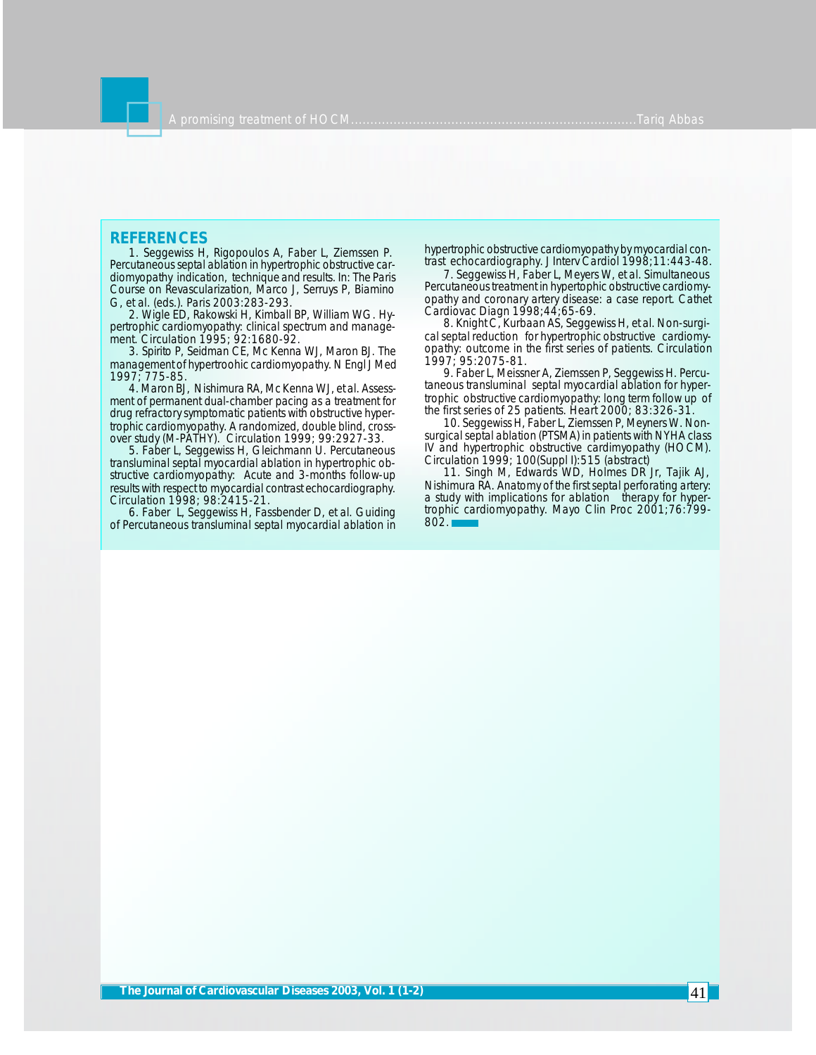## REFERENCES

1. Seggewiss H, Rigopoulos A, Faber L, Ziemssen P. Percutaneous septal ablation in hypertrophic obstructive cardiomyopathy indication, technique and results. In: The Paris Course on Revascularization, Marco J, Serruys P, Biamino G, et al. (eds.). Paris 2003:283-293.

2. Wigle ED, Rakowski H, Kimball BP, William WG. Hypertrophic cardiomyopathy: clinical spectrum and management. Circulation 1995; 92:1680-92.

3. Spirito P, Seidman CE, Mc Kenna WJ, Maron BJ. The management of hypertroohic cardiomyopathy. N Engl J Med 1997; 775-85.

4. Maron BJ, Nishimura RA, Mc Kenna WJ, et al. Assessment of permanent dual-chamber pacing as a treatment for drug refractory symptomatic patients with obstructive hypertrophic cardiomyopathy. A randomized, double blind, crossover study (M-PATHY). Circulation 1999; 99:2927-33.

5. Faber L, Seggewiss H, Gleichmann U. Percutaneous transluminal septal myocardial ablation in hypertrophic obstructive cardiomyopathy: Acute and 3-months follow-up results with respect to myocardial contrast echocardiography. Circulation 1998; 98:2415-21.

6. Faber L, Seggewiss H, Fassbender D, et al. Guiding of Percutaneous transluminal septal myocardial ablation in hypertrophic obstructive cardiomyopathy by myocardial contrast echocardiography. J Interv Cardiol 1998;11:443-48.

7. Seggewiss H, Faber L, Meyers W, et al. Simultaneous Percutaneous treatment in hypertophic obstructive cardiomyopathy and coronary artery disease: a case report. Cathet Cardiovac Diagn 1998;44;65-69.

8. Knight C, Kurbaan AS, Seggewiss H, et al. Non-surgical septal reduction for hypertrophic obstructive cardiomyopathy: outcome in the first series of patients. Circulation 1997; 95:2075-81.

9. Faber L, Meissner A, Ziemssen P, Seggewiss H. Percutaneous transluminal septal myocardial ablation for hypertrophic obstructive cardiomyopathy: long term follow up of the first series of 25 patients. Heart 2000; 83:326-31.

10. Seggewiss H, Faber L, Ziemssen P, Meyners W. Non-surgical septal ablation (PTSMA) in patients with NYHA class IV and hypertrophic obstructive cardimyopathy (HOCM). Circulation 1999; 100(Suppl I):515 (abstract)

11. Singh M, Edwards WD, Holmes DR Jr, Tajik AJ, Nishimura RA. Anatomy of the first septal perforating artery: a study with implications for ablation therapy for hypertrophic cardiomyopathy. Mayo Clin Proc 2001;76:799-802.